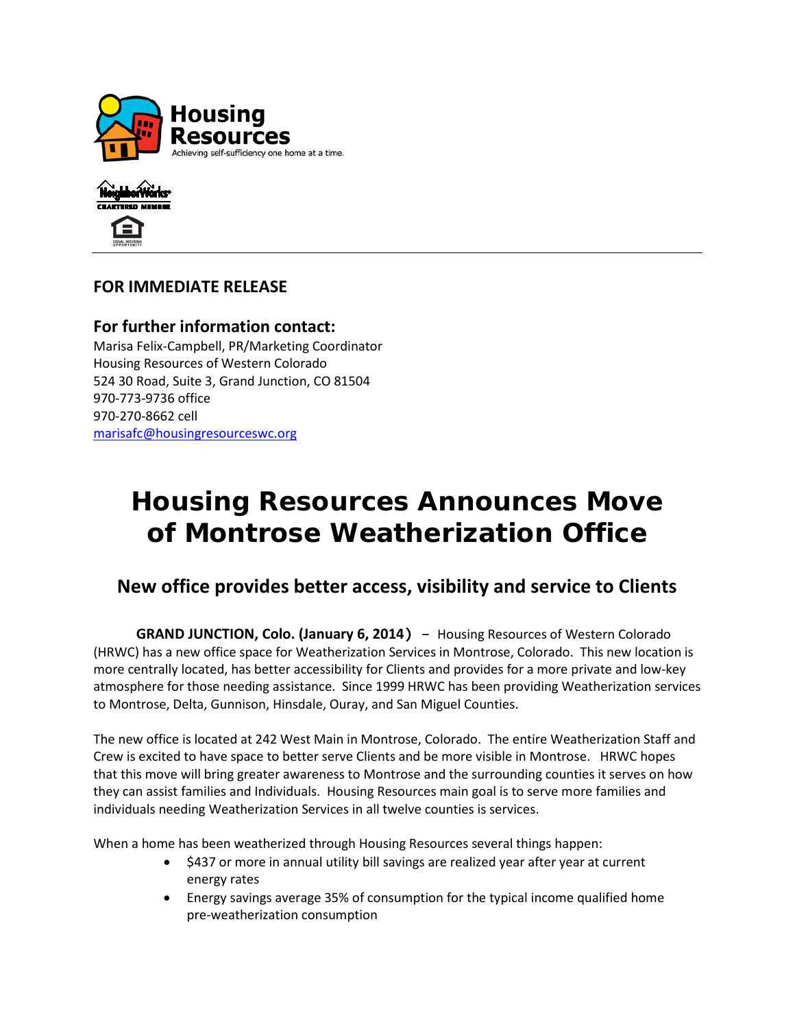Housing Resources

Achieving self-sufficiency one home at a time.

**FOR IMMEDIATE RELEASE**

**For further information contact:**
Marisa Felix-Campbell, PR/Marketing Coordinator
Housing Resources of Western Colorado
524 30 Road, Suite 3, Grand Junction, CO 81504
970-773-9736 office
970-270-8662 cell
marisafc@housingresourceswc.org

# Housing Resources Announces Move of Montrose Weatherization Office

## New office provides better access, visibility and service to Clients

**GRAND JUNCTION, Colo. (January 6, 2014)** – Housing Resources of Western Colorado (HRWC) has a new office space for Weatherization Services in Montrose, Colorado. This new location is more centrally located, has better accessibility for Clients and provides for a more private and low-key atmosphere for those needing assistance. Since 1999 HRWC has been providing Weatherization services to Montrose, Delta, Gunnison, Hinsdale, Ouray, and San Miguel Counties.

The new office is located at 242 West Main in Montrose, Colorado. The entire Weatherization Staff and Crew is excited to have space to better serve Clients and be more visible in Montrose. HRWC hopes that this move will bring greater awareness to Montrose and the surrounding counties it serves on how they can assist families and Individuals. Housing Resources main goal is to serve more families and individuals needing Weatherization Services in all twelve counties is services.

When a home has been weatherized through Housing Resources several things happen:

- $437 or more in annual utility bill savings are realized year after year at current energy rates
- Energy savings average 35% of consumption for the typical income qualified home pre-weatherization consumption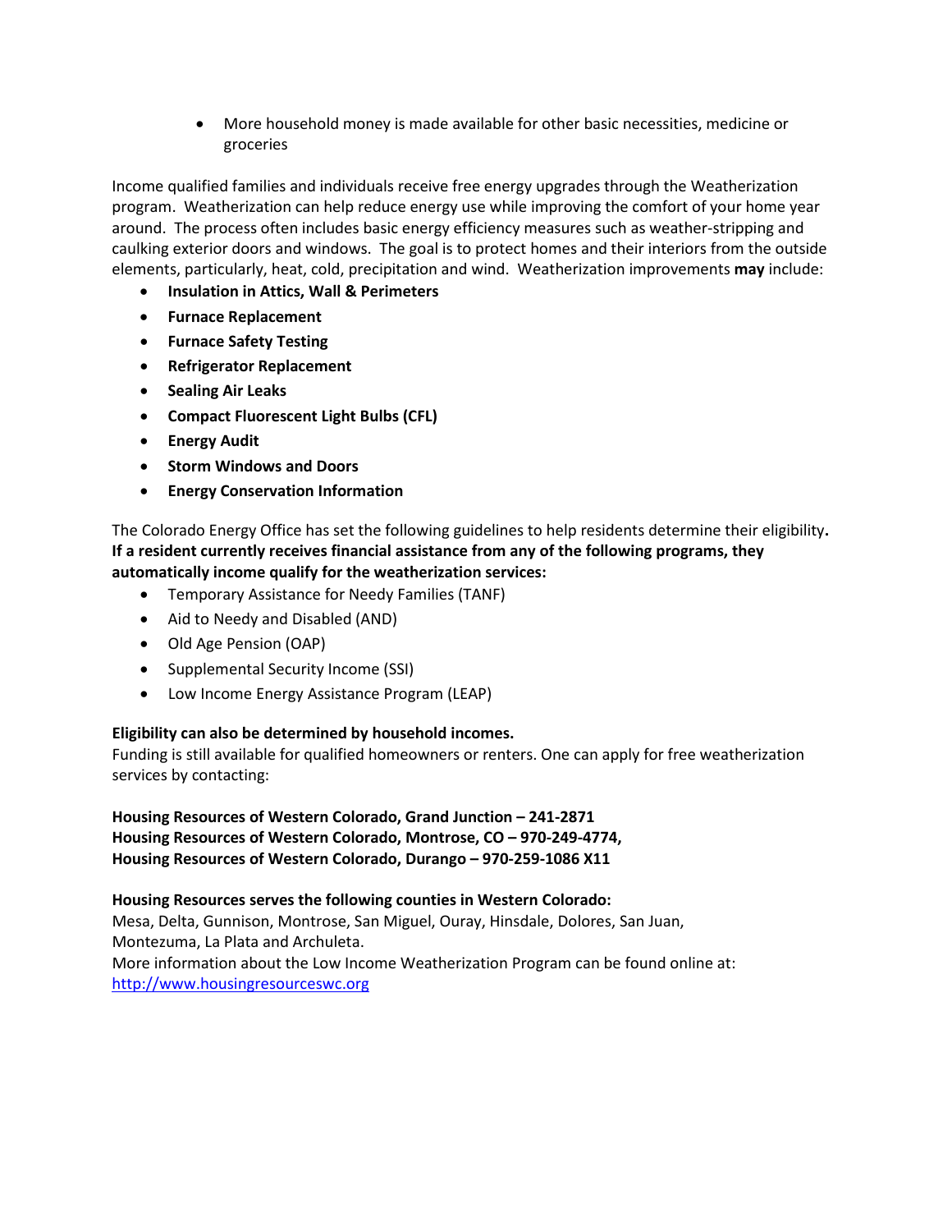- More household money is made available for other basic necessities, medicine or groceries

Income qualified families and individuals receive free energy upgrades through the Weatherization program. Weatherization can help reduce energy use while improving the comfort of your home year around. The process often includes basic energy efficiency measures such as weather-stripping and caulking exterior doors and windows. The goal is to protect homes and their interiors from the outside elements, particularly, heat, cold, precipitation and wind. Weatherization improvements **may** include:

- **Insulation in Attics, Wall & Perimeters**
- **Furnace Replacement**
- **Furnace Safety Testing**
- **Refrigerator Replacement**
- **Sealing Air Leaks**
- **Compact Fluorescent Light Bulbs (CFL)**
- **Energy Audit**
- **Storm Windows and Doors**
- **Energy Conservation Information**

The Colorado Energy Office has set the following guidelines to help residents determine their eligibility**.** **If a resident currently receives financial assistance from any of the following programs, they automatically income qualify for the weatherization services:**

- Temporary Assistance for Needy Families (TANF)
- Aid to Needy and Disabled (AND)
- Old Age Pension (OAP)
- Supplemental Security Income (SSI)
- Low Income Energy Assistance Program (LEAP)

**Eligibility can also be determined by household incomes.**
Funding is still available for qualified homeowners or renters. One can apply for free weatherization services by contacting:

**Housing Resources of Western Colorado, Grand Junction – 241-2871**
**Housing Resources of Western Colorado, Montrose, CO – 970-249-4774,**
**Housing Resources of Western Colorado, Durango – 970-259-1086 X11**

**Housing Resources serves the following counties in Western Colorado:**
Mesa, Delta, Gunnison, Montrose, San Miguel, Ouray, Hinsdale, Dolores, San Juan, Montezuma, La Plata and Archuleta.
More information about the Low Income Weatherization Program can be found online at: [http://www.housingresourceswc.org](http://www.housingresourceswc.org)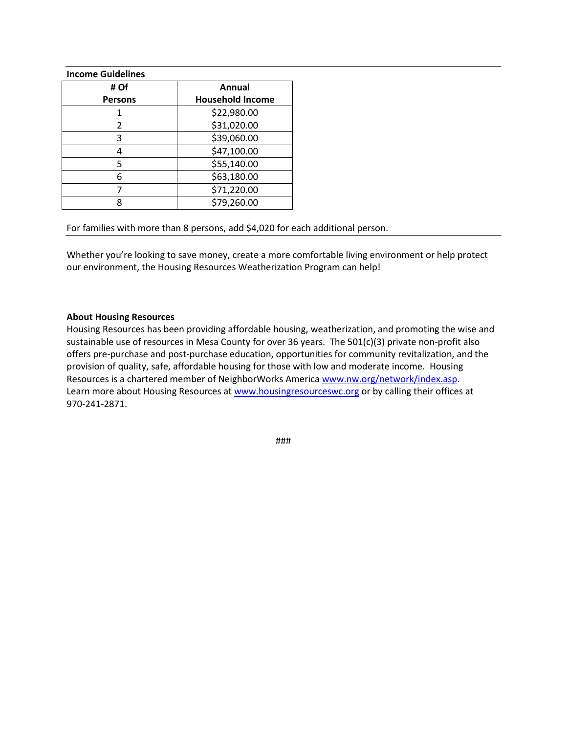**Income Guidelines**

| # Of Persons | Annual Household Income |
|---|---|
| 1 | $22,980.00 |
| 2 | $31,020.00 |
| 3 | $39,060.00 |
| 4 | $47,100.00 |
| 5 | $55,140.00 |
| 6 | $63,180.00 |
| 7 | $71,220.00 |
| 8 | $79,260.00 |

For families with more than 8 persons, add $4,020 for each additional person.

---

Whether you're looking to save money, create a more comfortable living environment or help protect our environment, the Housing Resources Weatherization Program can help!

**About Housing Resources**

Housing Resources has been providing affordable housing, weatherization, and promoting the wise and sustainable use of resources in Mesa County for over 36 years. The 501(c)(3) private non-profit also offers pre-purchase and post-purchase education, opportunities for community revitalization, and the provision of quality, safe, affordable housing for those with low and moderate income. Housing Resources is a chartered member of NeighborWorks America [www.nw.org/network/index.asp](www.nw.org/network/index.asp). Learn more about Housing Resources at [www.housingresourceswc.org](www.housingresourceswc.org) or by calling their offices at 970-241-2871.

###